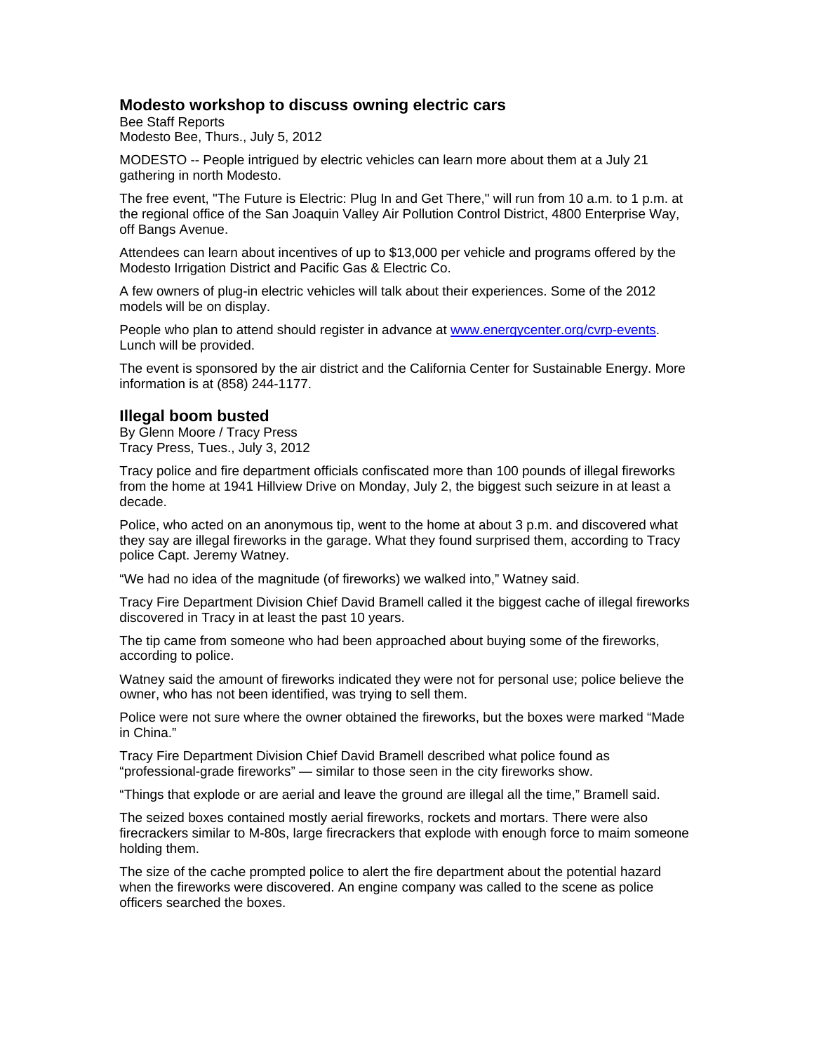## Modesto workshop to discuss owning electric cars

Bee Staff Reports
Modesto Bee, Thurs., July 5, 2012

MODESTO -- People intrigued by electric vehicles can learn more about them at a July 21 gathering in north Modesto.

The free event, "The Future is Electric: Plug In and Get There," will run from 10 a.m. to 1 p.m. at the regional office of the San Joaquin Valley Air Pollution Control District, 4800 Enterprise Way, off Bangs Avenue.

Attendees can learn about incentives of up to $13,000 per vehicle and programs offered by the Modesto Irrigation District and Pacific Gas & Electric Co.

A few owners of plug-in electric vehicles will talk about their experiences. Some of the 2012 models will be on display.

People who plan to attend should register in advance at [www.energycenter.org/cvrp-events](http://www.energycenter.org/cvrp-events). Lunch will be provided.

The event is sponsored by the air district and the California Center for Sustainable Energy. More information is at (858) 244-1177.

## Illegal boom busted

By Glenn Moore / Tracy Press
Tracy Press, Tues., July 3, 2012

Tracy police and fire department officials confiscated more than 100 pounds of illegal fireworks from the home at 1941 Hillview Drive on Monday, July 2, the biggest such seizure in at least a decade.

Police, who acted on an anonymous tip, went to the home at about 3 p.m. and discovered what they say are illegal fireworks in the garage. What they found surprised them, according to Tracy police Capt. Jeremy Watney.

"We had no idea of the magnitude (of fireworks) we walked into," Watney said.

Tracy Fire Department Division Chief David Bramell called it the biggest cache of illegal fireworks discovered in Tracy in at least the past 10 years.

The tip came from someone who had been approached about buying some of the fireworks, according to police.

Watney said the amount of fireworks indicated they were not for personal use; police believe the owner, who has not been identified, was trying to sell them.

Police were not sure where the owner obtained the fireworks, but the boxes were marked "Made in China."

Tracy Fire Department Division Chief David Bramell described what police found as "professional-grade fireworks" — similar to those seen in the city fireworks show.

"Things that explode or are aerial and leave the ground are illegal all the time," Bramell said.

The seized boxes contained mostly aerial fireworks, rockets and mortars. There were also firecrackers similar to M-80s, large firecrackers that explode with enough force to maim someone holding them.

The size of the cache prompted police to alert the fire department about the potential hazard when the fireworks were discovered. An engine company was called to the scene as police officers searched the boxes.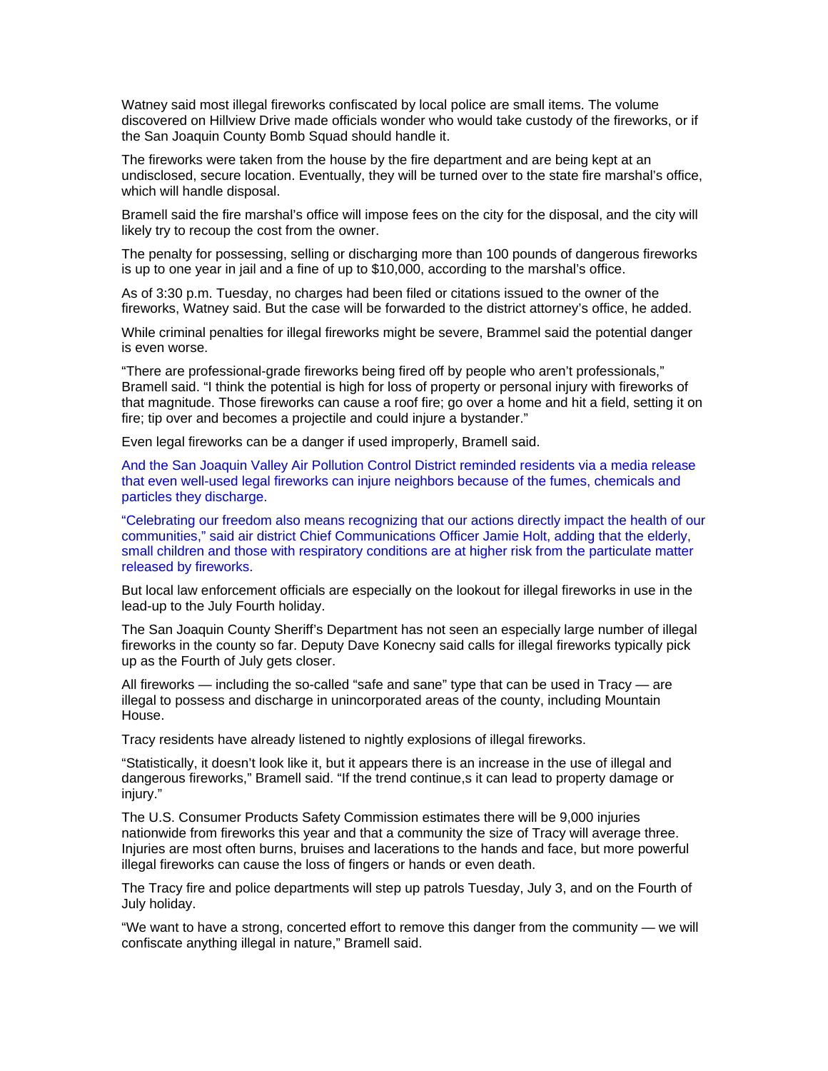Watney said most illegal fireworks confiscated by local police are small items. The volume discovered on Hillview Drive made officials wonder who would take custody of the fireworks, or if the San Joaquin County Bomb Squad should handle it.

The fireworks were taken from the house by the fire department and are being kept at an undisclosed, secure location. Eventually, they will be turned over to the state fire marshal's office, which will handle disposal.

Bramell said the fire marshal's office will impose fees on the city for the disposal, and the city will likely try to recoup the cost from the owner.

The penalty for possessing, selling or discharging more than 100 pounds of dangerous fireworks is up to one year in jail and a fine of up to $10,000, according to the marshal's office.

As of 3:30 p.m. Tuesday, no charges had been filed or citations issued to the owner of the fireworks, Watney said. But the case will be forwarded to the district attorney's office, he added.

While criminal penalties for illegal fireworks might be severe, Brammel said the potential danger is even worse.

"There are professional-grade fireworks being fired off by people who aren't professionals," Bramell said. "I think the potential is high for loss of property or personal injury with fireworks of that magnitude. Those fireworks can cause a roof fire; go over a home and hit a field, setting it on fire; tip over and becomes a projectile and could injure a bystander."

Even legal fireworks can be a danger if used improperly, Bramell said.

And the San Joaquin Valley Air Pollution Control District reminded residents via a media release that even well-used legal fireworks can injure neighbors because of the fumes, chemicals and particles they discharge.

"Celebrating our freedom also means recognizing that our actions directly impact the health of our communities," said air district Chief Communications Officer Jamie Holt, adding that the elderly, small children and those with respiratory conditions are at higher risk from the particulate matter released by fireworks.

But local law enforcement officials are especially on the lookout for illegal fireworks in use in the lead-up to the July Fourth holiday.

The San Joaquin County Sheriff's Department has not seen an especially large number of illegal fireworks in the county so far. Deputy Dave Konecny said calls for illegal fireworks typically pick up as the Fourth of July gets closer.

All fireworks — including the so-called "safe and sane" type that can be used in Tracy — are illegal to possess and discharge in unincorporated areas of the county, including Mountain House.

Tracy residents have already listened to nightly explosions of illegal fireworks.

"Statistically, it doesn't look like it, but it appears there is an increase in the use of illegal and dangerous fireworks," Bramell said. "If the trend continue,s it can lead to property damage or injury."

The U.S. Consumer Products Safety Commission estimates there will be 9,000 injuries nationwide from fireworks this year and that a community the size of Tracy will average three. Injuries are most often burns, bruises and lacerations to the hands and face, but more powerful illegal fireworks can cause the loss of fingers or hands or even death.

The Tracy fire and police departments will step up patrols Tuesday, July 3, and on the Fourth of July holiday.

"We want to have a strong, concerted effort to remove this danger from the community — we will confiscate anything illegal in nature," Bramell said.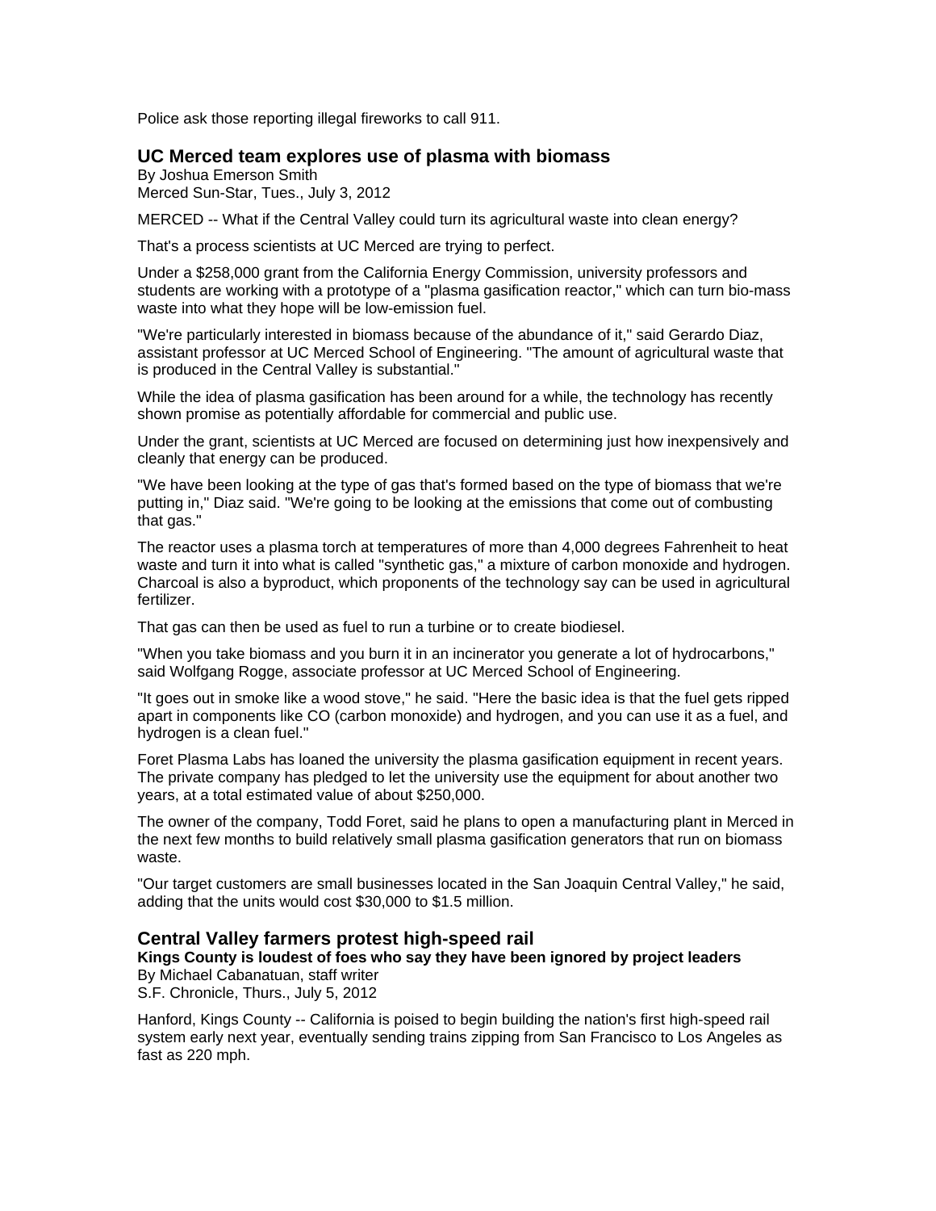Police ask those reporting illegal fireworks to call 911.

## UC Merced team explores use of plasma with biomass

By Joshua Emerson Smith
Merced Sun-Star, Tues., July 3, 2012

MERCED -- What if the Central Valley could turn its agricultural waste into clean energy?

That's a process scientists at UC Merced are trying to perfect.

Under a $258,000 grant from the California Energy Commission, university professors and students are working with a prototype of a "plasma gasification reactor," which can turn bio-mass waste into what they hope will be low-emission fuel.

"We're particularly interested in biomass because of the abundance of it," said Gerardo Diaz, assistant professor at UC Merced School of Engineering. "The amount of agricultural waste that is produced in the Central Valley is substantial."

While the idea of plasma gasification has been around for a while, the technology has recently shown promise as potentially affordable for commercial and public use.

Under the grant, scientists at UC Merced are focused on determining just how inexpensively and cleanly that energy can be produced.

"We have been looking at the type of gas that's formed based on the type of biomass that we're putting in," Diaz said. "We're going to be looking at the emissions that come out of combusting that gas."

The reactor uses a plasma torch at temperatures of more than 4,000 degrees Fahrenheit to heat waste and turn it into what is called "synthetic gas," a mixture of carbon monoxide and hydrogen. Charcoal is also a byproduct, which proponents of the technology say can be used in agricultural fertilizer.

That gas can then be used as fuel to run a turbine or to create biodiesel.

"When you take biomass and you burn it in an incinerator you generate a lot of hydrocarbons," said Wolfgang Rogge, associate professor at UC Merced School of Engineering.

"It goes out in smoke like a wood stove," he said. "Here the basic idea is that the fuel gets ripped apart in components like CO (carbon monoxide) and hydrogen, and you can use it as a fuel, and hydrogen is a clean fuel."

Foret Plasma Labs has loaned the university the plasma gasification equipment in recent years. The private company has pledged to let the university use the equipment for about another two years, at a total estimated value of about $250,000.

The owner of the company, Todd Foret, said he plans to open a manufacturing plant in Merced in the next few months to build relatively small plasma gasification generators that run on biomass waste.

"Our target customers are small businesses located in the San Joaquin Central Valley," he said, adding that the units would cost $30,000 to $1.5 million.

## Central Valley farmers protest high-speed rail

**Kings County is loudest of foes who say they have been ignored by project leaders**

By Michael Cabanatuan, staff writer
S.F. Chronicle, Thurs., July 5, 2012

Hanford, Kings County -- California is poised to begin building the nation's first high-speed rail system early next year, eventually sending trains zipping from San Francisco to Los Angeles as fast as 220 mph.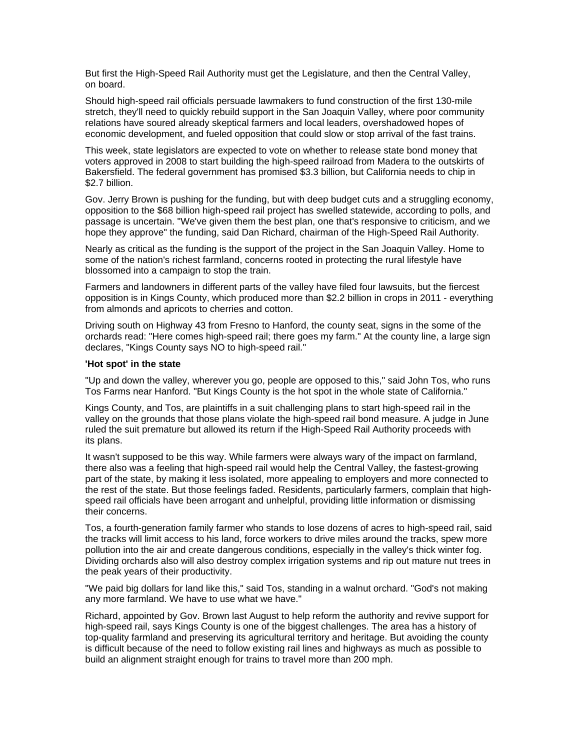But first the High-Speed Rail Authority must get the Legislature, and then the Central Valley, on board.

Should high-speed rail officials persuade lawmakers to fund construction of the first 130-mile stretch, they'll need to quickly rebuild support in the San Joaquin Valley, where poor community relations have soured already skeptical farmers and local leaders, overshadowed hopes of economic development, and fueled opposition that could slow or stop arrival of the fast trains.

This week, state legislators are expected to vote on whether to release state bond money that voters approved in 2008 to start building the high-speed railroad from Madera to the outskirts of Bakersfield. The federal government has promised $3.3 billion, but California needs to chip in $2.7 billion.

Gov. Jerry Brown is pushing for the funding, but with deep budget cuts and a struggling economy, opposition to the $68 billion high-speed rail project has swelled statewide, according to polls, and passage is uncertain. "We've given them the best plan, one that's responsive to criticism, and we hope they approve" the funding, said Dan Richard, chairman of the High-Speed Rail Authority.

Nearly as critical as the funding is the support of the project in the San Joaquin Valley. Home to some of the nation's richest farmland, concerns rooted in protecting the rural lifestyle have blossomed into a campaign to stop the train.

Farmers and landowners in different parts of the valley have filed four lawsuits, but the fiercest opposition is in Kings County, which produced more than $2.2 billion in crops in 2011 - everything from almonds and apricots to cherries and cotton.

Driving south on Highway 43 from Fresno to Hanford, the county seat, signs in the some of the orchards read: "Here comes high-speed rail; there goes my farm." At the county line, a large sign declares, "Kings County says NO to high-speed rail."

**'Hot spot' in the state**

"Up and down the valley, wherever you go, people are opposed to this," said John Tos, who runs Tos Farms near Hanford. "But Kings County is the hot spot in the whole state of California."

Kings County, and Tos, are plaintiffs in a suit challenging plans to start high-speed rail in the valley on the grounds that those plans violate the high-speed rail bond measure. A judge in June ruled the suit premature but allowed its return if the High-Speed Rail Authority proceeds with its plans.

It wasn't supposed to be this way. While farmers were always wary of the impact on farmland, there also was a feeling that high-speed rail would help the Central Valley, the fastest-growing part of the state, by making it less isolated, more appealing to employers and more connected to the rest of the state. But those feelings faded. Residents, particularly farmers, complain that high-speed rail officials have been arrogant and unhelpful, providing little information or dismissing their concerns.

Tos, a fourth-generation family farmer who stands to lose dozens of acres to high-speed rail, said the tracks will limit access to his land, force workers to drive miles around the tracks, spew more pollution into the air and create dangerous conditions, especially in the valley's thick winter fog. Dividing orchards also will also destroy complex irrigation systems and rip out mature nut trees in the peak years of their productivity.

"We paid big dollars for land like this," said Tos, standing in a walnut orchard. "God's not making any more farmland. We have to use what we have."

Richard, appointed by Gov. Brown last August to help reform the authority and revive support for high-speed rail, says Kings County is one of the biggest challenges. The area has a history of top-quality farmland and preserving its agricultural territory and heritage. But avoiding the county is difficult because of the need to follow existing rail lines and highways as much as possible to build an alignment straight enough for trains to travel more than 200 mph.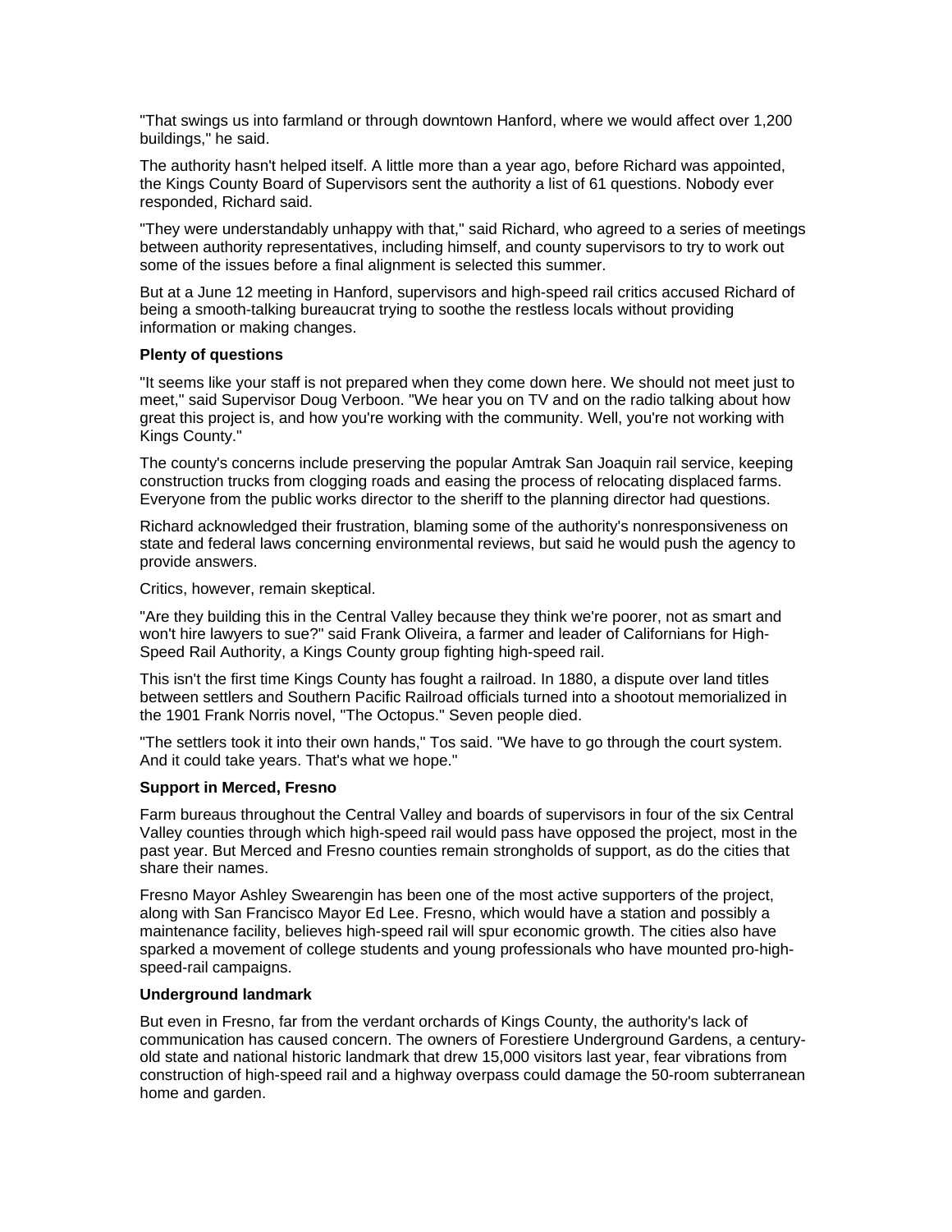"That swings us into farmland or through downtown Hanford, where we would affect over 1,200 buildings," he said.

The authority hasn't helped itself. A little more than a year ago, before Richard was appointed, the Kings County Board of Supervisors sent the authority a list of 61 questions. Nobody ever responded, Richard said.

"They were understandably unhappy with that," said Richard, who agreed to a series of meetings between authority representatives, including himself, and county supervisors to try to work out some of the issues before a final alignment is selected this summer.

But at a June 12 meeting in Hanford, supervisors and high-speed rail critics accused Richard of being a smooth-talking bureaucrat trying to soothe the restless locals without providing information or making changes.

**Plenty of questions**

"It seems like your staff is not prepared when they come down here. We should not meet just to meet," said Supervisor Doug Verboon. "We hear you on TV and on the radio talking about how great this project is, and how you're working with the community. Well, you're not working with Kings County."

The county's concerns include preserving the popular Amtrak San Joaquin rail service, keeping construction trucks from clogging roads and easing the process of relocating displaced farms. Everyone from the public works director to the sheriff to the planning director had questions.

Richard acknowledged their frustration, blaming some of the authority's nonresponsiveness on state and federal laws concerning environmental reviews, but said he would push the agency to provide answers.

Critics, however, remain skeptical.

"Are they building this in the Central Valley because they think we're poorer, not as smart and won't hire lawyers to sue?" said Frank Oliveira, a farmer and leader of Californians for High-Speed Rail Authority, a Kings County group fighting high-speed rail.

This isn't the first time Kings County has fought a railroad. In 1880, a dispute over land titles between settlers and Southern Pacific Railroad officials turned into a shootout memorialized in the 1901 Frank Norris novel, "The Octopus." Seven people died.

"The settlers took it into their own hands," Tos said. "We have to go through the court system. And it could take years. That's what we hope."

**Support in Merced, Fresno**

Farm bureaus throughout the Central Valley and boards of supervisors in four of the six Central Valley counties through which high-speed rail would pass have opposed the project, most in the past year. But Merced and Fresno counties remain strongholds of support, as do the cities that share their names.

Fresno Mayor Ashley Swearengin has been one of the most active supporters of the project, along with San Francisco Mayor Ed Lee. Fresno, which would have a station and possibly a maintenance facility, believes high-speed rail will spur economic growth. The cities also have sparked a movement of college students and young professionals who have mounted pro-high-speed-rail campaigns.

**Underground landmark**

But even in Fresno, far from the verdant orchards of Kings County, the authority's lack of communication has caused concern. The owners of Forestiere Underground Gardens, a century-old state and national historic landmark that drew 15,000 visitors last year, fear vibrations from construction of high-speed rail and a highway overpass could damage the 50-room subterranean home and garden.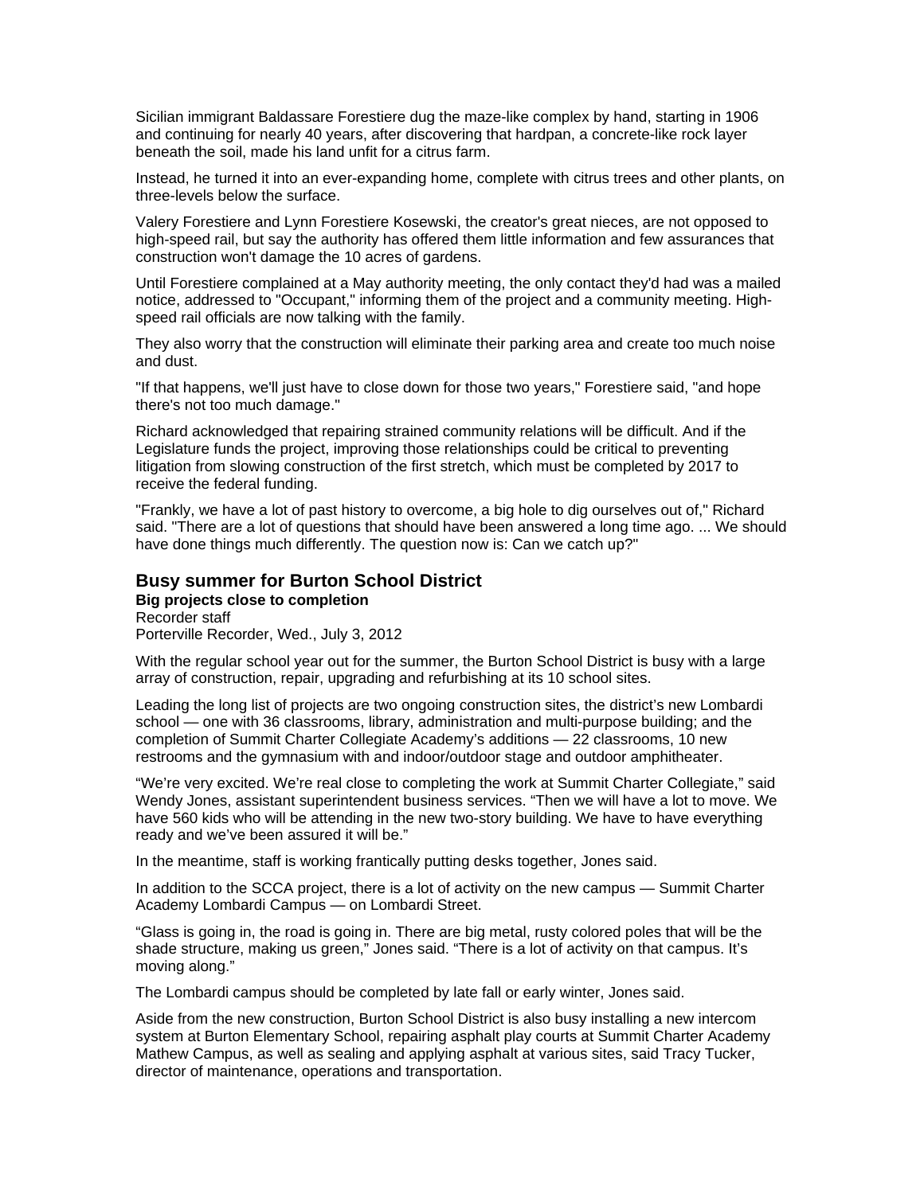Sicilian immigrant Baldassare Forestiere dug the maze-like complex by hand, starting in 1906 and continuing for nearly 40 years, after discovering that hardpan, a concrete-like rock layer beneath the soil, made his land unfit for a citrus farm.

Instead, he turned it into an ever-expanding home, complete with citrus trees and other plants, on three-levels below the surface.

Valery Forestiere and Lynn Forestiere Kosewski, the creator's great nieces, are not opposed to high-speed rail, but say the authority has offered them little information and few assurances that construction won't damage the 10 acres of gardens.

Until Forestiere complained at a May authority meeting, the only contact they'd had was a mailed notice, addressed to "Occupant," informing them of the project and a community meeting. High-speed rail officials are now talking with the family.

They also worry that the construction will eliminate their parking area and create too much noise and dust.

"If that happens, we'll just have to close down for those two years," Forestiere said, "and hope there's not too much damage."

Richard acknowledged that repairing strained community relations will be difficult. And if the Legislature funds the project, improving those relationships could be critical to preventing litigation from slowing construction of the first stretch, which must be completed by 2017 to receive the federal funding.

"Frankly, we have a lot of past history to overcome, a big hole to dig ourselves out of," Richard said. "There are a lot of questions that should have been answered a long time ago. ... We should have done things much differently. The question now is: Can we catch up?"

## Busy summer for Burton School District

**Big projects close to completion**

Recorder staff

Porterville Recorder, Wed., July 3, 2012

With the regular school year out for the summer, the Burton School District is busy with a large array of construction, repair, upgrading and refurbishing at its 10 school sites.

Leading the long list of projects are two ongoing construction sites, the district's new Lombardi school — one with 36 classrooms, library, administration and multi-purpose building; and the completion of Summit Charter Collegiate Academy's additions — 22 classrooms, 10 new restrooms and the gymnasium with and indoor/outdoor stage and outdoor amphitheater.

"We're very excited. We're real close to completing the work at Summit Charter Collegiate," said Wendy Jones, assistant superintendent business services. "Then we will have a lot to move. We have 560 kids who will be attending in the new two-story building. We have to have everything ready and we've been assured it will be."

In the meantime, staff is working frantically putting desks together, Jones said.

In addition to the SCCA project, there is a lot of activity on the new campus — Summit Charter Academy Lombardi Campus — on Lombardi Street.

"Glass is going in, the road is going in. There are big metal, rusty colored poles that will be the shade structure, making us green," Jones said. "There is a lot of activity on that campus. It's moving along."

The Lombardi campus should be completed by late fall or early winter, Jones said.

Aside from the new construction, Burton School District is also busy installing a new intercom system at Burton Elementary School, repairing asphalt play courts at Summit Charter Academy Mathew Campus, as well as sealing and applying asphalt at various sites, said Tracy Tucker, director of maintenance, operations and transportation.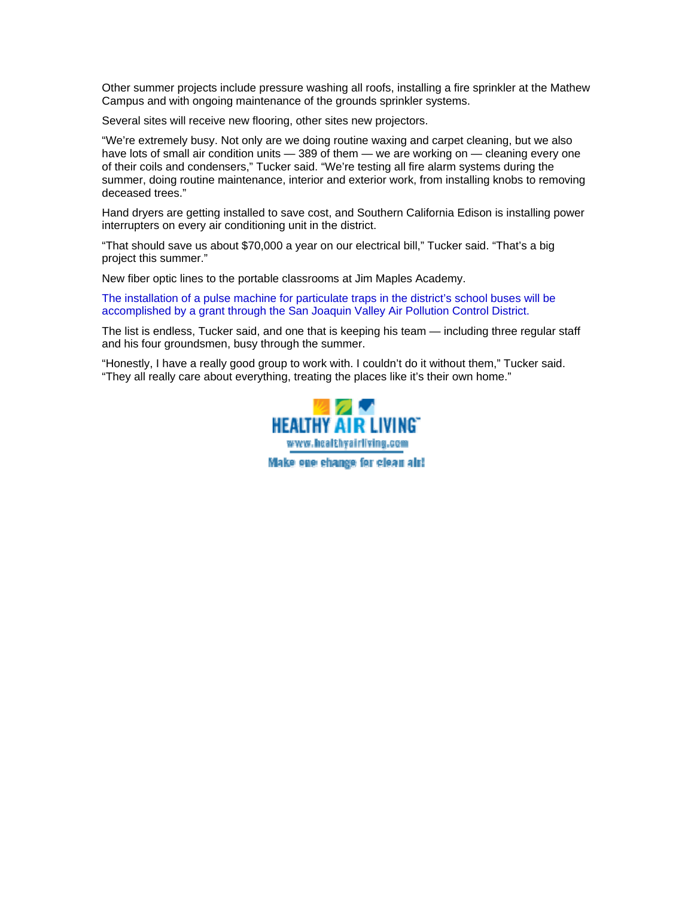Other summer projects include pressure washing all roofs, installing a fire sprinkler at the Mathew Campus and with ongoing maintenance of the grounds sprinkler systems.

Several sites will receive new flooring, other sites new projectors.

“We’re extremely busy. Not only are we doing routine waxing and carpet cleaning, but we also have lots of small air condition units — 389 of them — we are working on — cleaning every one of their coils and condensers,” Tucker said. “We’re testing all fire alarm systems during the summer, doing routine maintenance, interior and exterior work, from installing knobs to removing deceased trees.”

Hand dryers are getting installed to save cost, and Southern California Edison is installing power interrupters on every air conditioning unit in the district.

“That should save us about $70,000 a year on our electrical bill,” Tucker said. “That’s a big project this summer.”

New fiber optic lines to the portable classrooms at Jim Maples Academy.

The installation of a pulse machine for particulate traps in the district’s school buses will be accomplished by a grant through the San Joaquin Valley Air Pollution Control District.

The list is endless, Tucker said, and one that is keeping his team — including three regular staff and his four groundsmen, busy through the summer.

“Honestly, I have a really good group to work with. I couldn’t do it without them,” Tucker said. “They all really care about everything, treating the places like it’s their own home.”

HEALTHY AIR LIVING™
www.healthyairliving.com
Make one change for clean air!